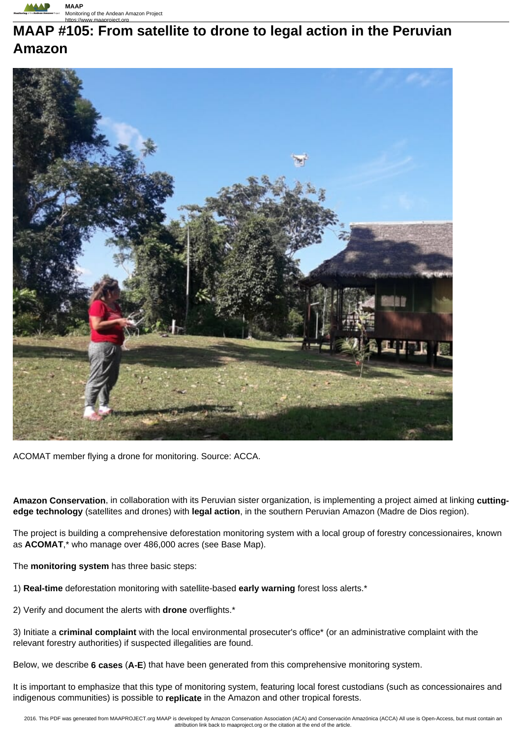# MAAP #105: From satellite to drone to legal action in the Peruvian Amazon

ACOMAT member flying a drone for monitoring. Source: ACCA.

**Amazon Conservation**, in collaboration with its Peruvian sister organization, is implementing a project aimed at linking **cutting-edge technology** (satellites and drones) with **legal action**, in the southern Peruvian Amazon (Madre de Dios region).

The project is building a comprehensive deforestation monitoring system with a local group of forestry concessionaires, known as **ACOMAT**,* who manage over 486,000 acres (see Base Map).

The **monitoring system** has three basic steps:

1) **Real-time** deforestation monitoring with satellite-based **early warning** forest loss alerts.*

2) Verify and document the alerts with **drone** overflights.*

3) Initiate a **criminal complaint** with the local environmental prosecuter's office* (or an administrative complaint with the relevant forestry authorities) if suspected illegalities are found.

Below, we describe **6 cases** (**A-E**) that have been generated from this comprehensive monitoring system.

It is important to emphasize that this type of monitoring system, featuring local forest custodians (such as concessionaires and indigenous communities) is possible to **replicate** in the Amazon and other tropical forests.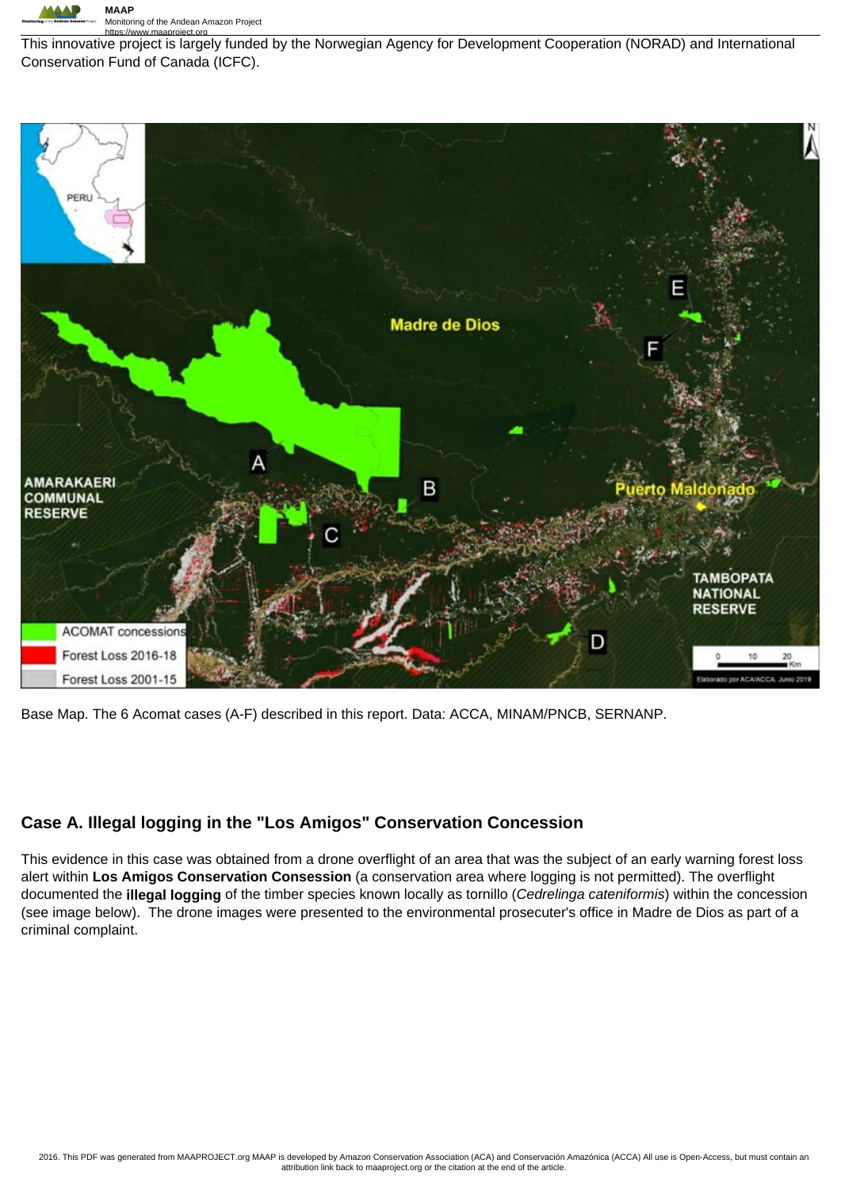This innovative project is largely funded by the Norwegian Agency for Development Cooperation (NORAD) and International Conservation Fund of Canada (ICFC).

Base Map. The 6 Acomat cases (A-F) described in this report. Data: ACCA, MINAM/PNCB, SERNANP.

## Case A. Illegal logging in the "Los Amigos" Conservation Concession

This evidence in this case was obtained from a drone overflight of an area that was the subject of an early warning forest loss alert within **Los Amigos Conservation Consession** (a conservation area where logging is not permitted). The overflight documented the **illegal logging** of the timber species known locally as tornillo (*Cedrelinga cateniformis*) within the concession (see image below). The drone images were presented to the environmental prosecuter's office in Madre de Dios as part of a criminal complaint.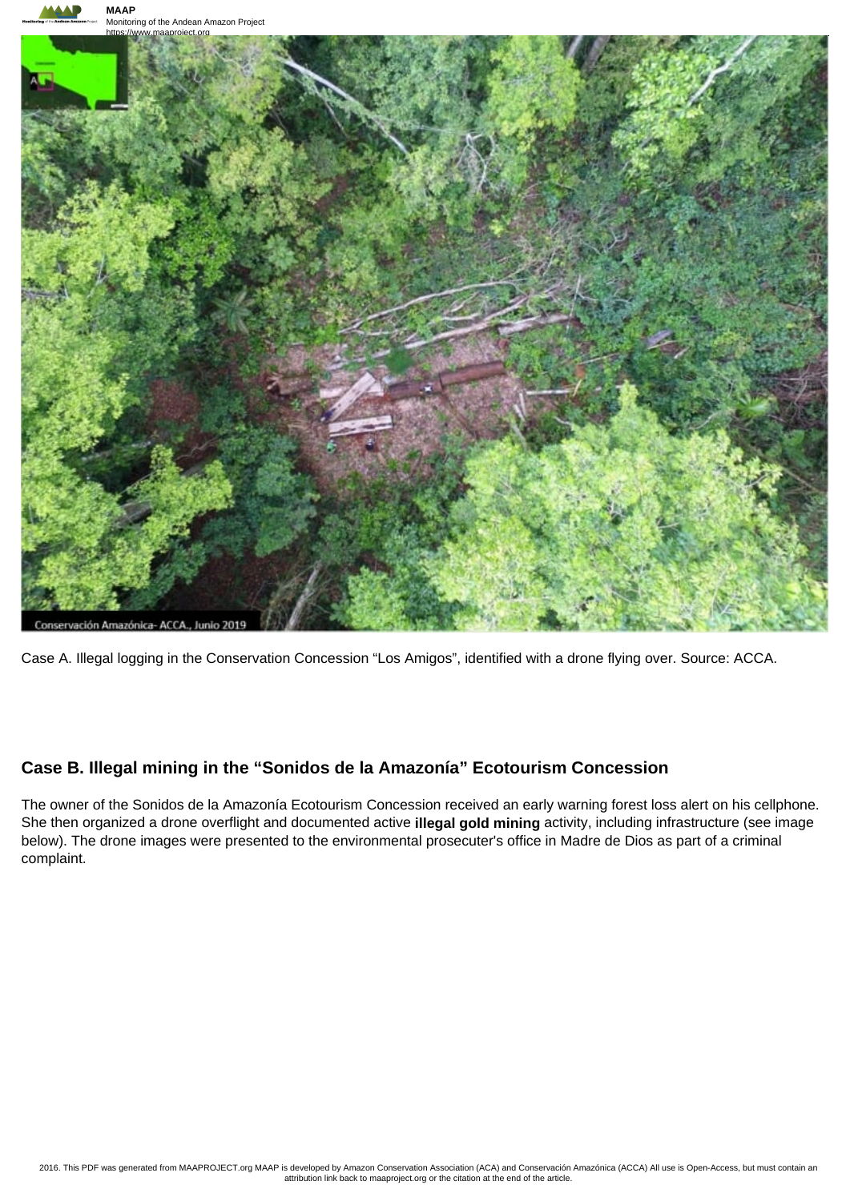Case A. Illegal logging in the Conservation Concession "Los Amigos", identified with a drone flying over. Source: ACCA.

## Case B. Illegal mining in the "Sonidos de la Amazonía" Ecotourism Concession

The owner of the Sonidos de la Amazonía Ecotourism Concession received an early warning forest loss alert on his cellphone. She then organized a drone overflight and documented active **illegal gold mining** activity, including infrastructure (see image below). The drone images were presented to the environmental prosecuter's office in Madre de Dios as part of a criminal complaint.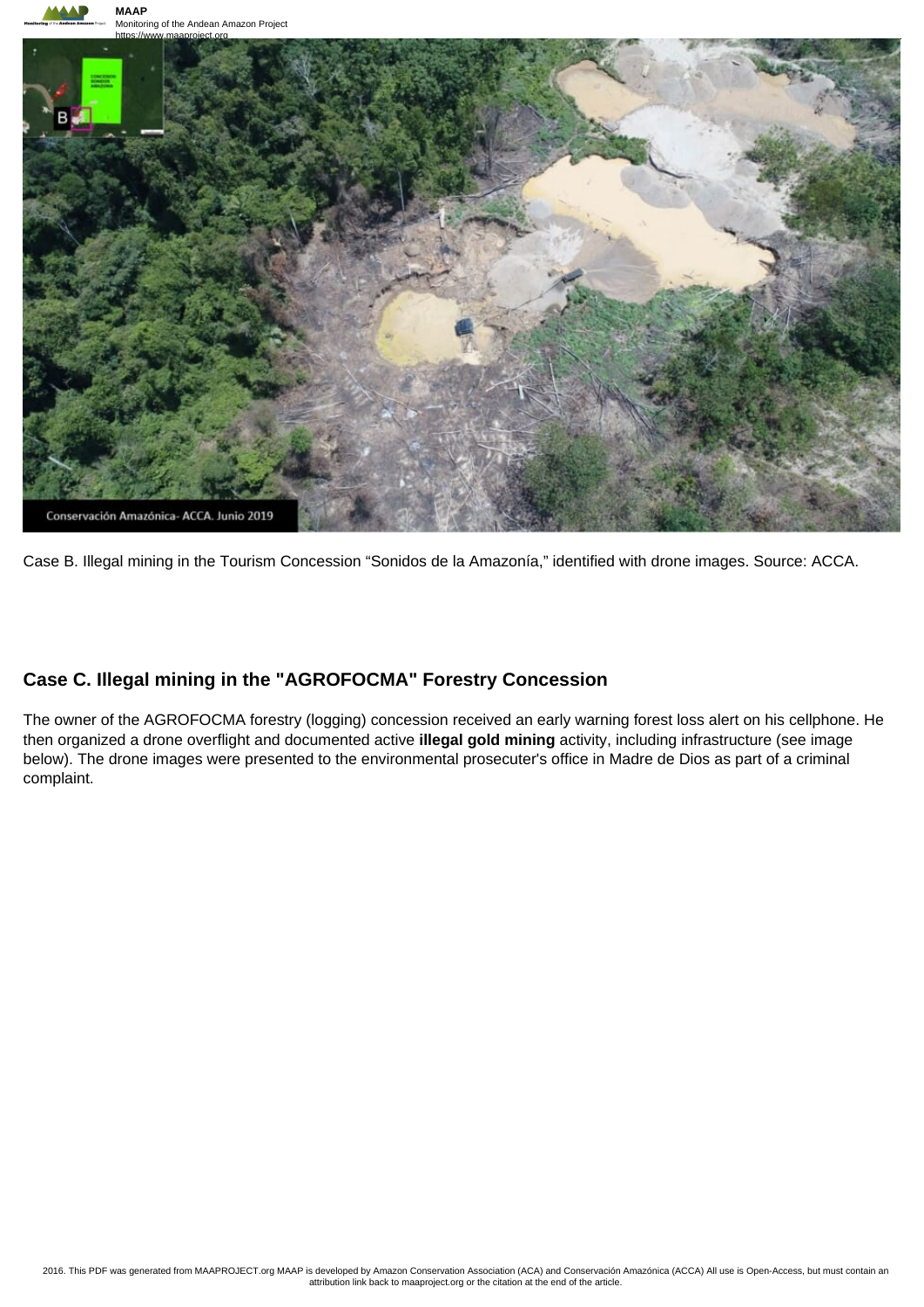Case B. Illegal mining in the Tourism Concession "Sonidos de la Amazonía," identified with drone images. Source: ACCA.

## Case C. Illegal mining in the "AGROFOCMA" Forestry Concession

The owner of the AGROFOCMA forestry (logging) concession received an early warning forest loss alert on his cellphone. He then organized a drone overflight and documented active **illegal gold mining** activity, including infrastructure (see image below). The drone images were presented to the environmental prosecuter's office in Madre de Dios as part of a criminal complaint.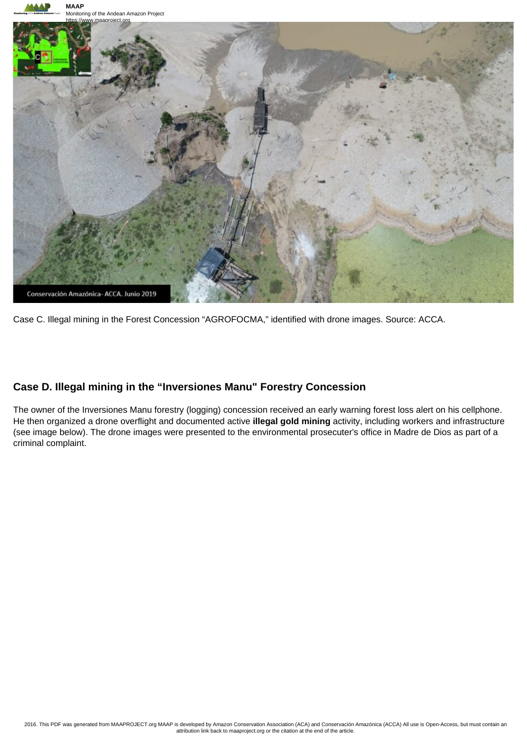Case C. Illegal mining in the Forest Concession “AGROFOCMA,” identified with drone images. Source: ACCA.

## Case D. Illegal mining in the “Inversiones Manu" Forestry Concession

The owner of the Inversiones Manu forestry (logging) concession received an early warning forest loss alert on his cellphone. He then organized a drone overflight and documented active **illegal gold mining** activity, including workers and infrastructure (see image below). The drone images were presented to the environmental prosecuter's office in Madre de Dios as part of a criminal complaint.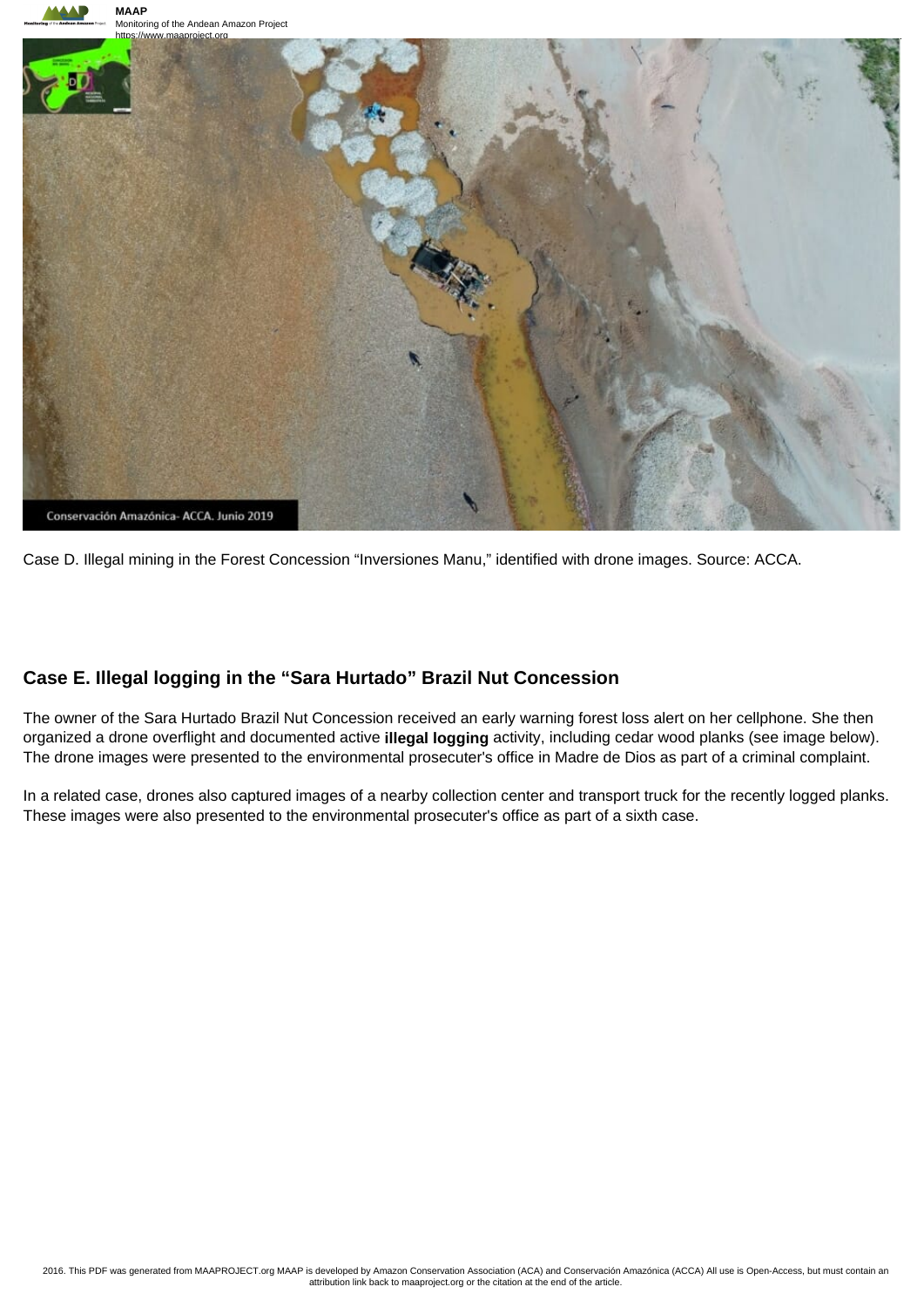Case D. Illegal mining in the Forest Concession "Inversiones Manu," identified with drone images. Source: ACCA.

## Case E. Illegal logging in the "Sara Hurtado" Brazil Nut Concession

The owner of the Sara Hurtado Brazil Nut Concession received an early warning forest loss alert on her cellphone. She then organized a drone overflight and documented active **illegal logging** activity, including cedar wood planks (see image below). The drone images were presented to the environmental prosecuter's office in Madre de Dios as part of a criminal complaint.

In a related case, drones also captured images of a nearby collection center and transport truck for the recently logged planks. These images were also presented to the environmental prosecuter's office as part of a sixth case.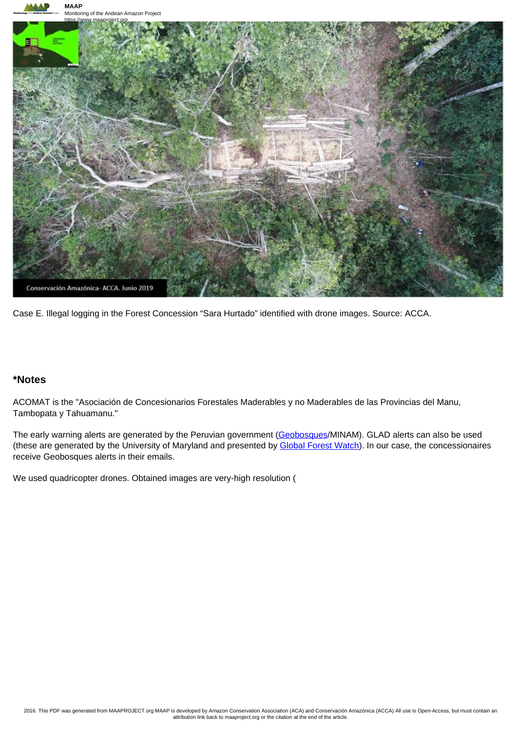Case E. Illegal logging in the Forest Concession "Sara Hurtado" identified with drone images. Source: ACCA.

### *Notes

ACOMAT is the "Asociación de Concesionarios Forestales Maderables y no Maderables de las Provincias del Manu, Tambopata y Tahuamanu."

The early warning alerts are generated by the Peruvian government (Geobosques/MINAM). GLAD alerts can also be used (these are generated by the University of Maryland and presented by Global Forest Watch). In our case, the concessionaires receive Geobosques alerts in their emails.

We used quadricopter drones. Obtained images are very-high resolution (